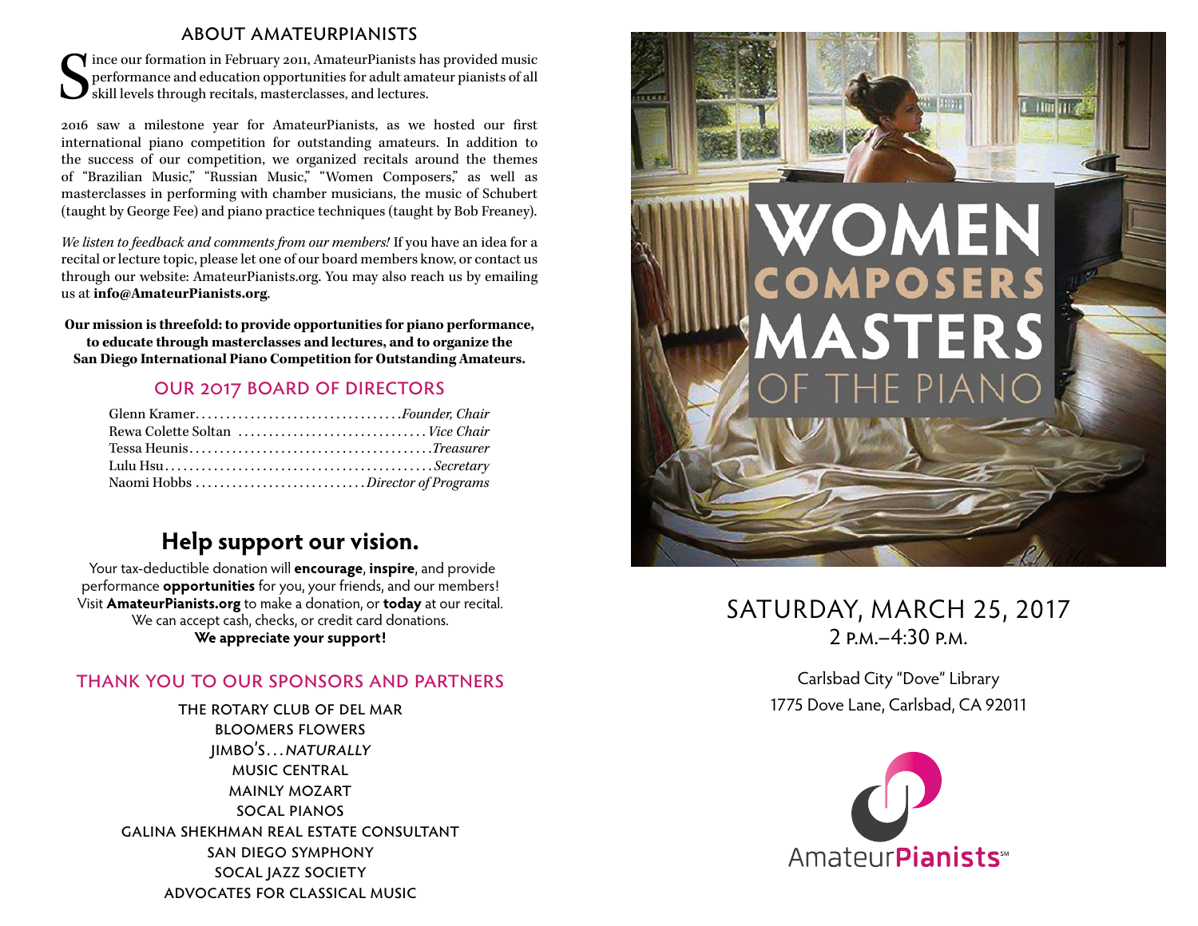## ABOUT AMATEURPIANISTS

Since our formation in February 2011, AmateurPianists has provided music performance and education opportunities for adult amateur pianists of all skill levels through recitals, masterclasses, and lectures.

2016 saw a milestone year for AmateurPianists, as we hosted our first international piano competition for outstanding amateurs. In addition to the success of our competition, we organized recitals around the themes of "Brazilian Music," "Russian Music," "Women Composers," as well as masterclasses in performing with chamber musicians, the music of Schubert (taught by George Fee) and piano practice techniques (taught by Bob Freaney).

*We listen to feedback and comments from our members!* If you have an idea for a recital or lecture topic, please let one of our board members know, or contact us through our website: AmateurPianists.org. You may also reach us by emailing us at **info@AmateurPianists.org**.

**Our mission is threefold: to provide opportunities for piano performance, to educate through masterclasses and lectures, and to organize the San Diego International Piano Competition for Outstanding Amateurs.**

## OUR 2017 BOARD OF DIRECTORS

Glenn Kramer .......... *Founder, Chair*
Rewa Colette Soltan .......... *Vice Chair*
Tessa Heunis .......... *Treasurer*
Lulu Hsu .......... *Secretary*
Naomi Hobbs .......... *Director of Programs*

## Help support our vision.

Your tax-deductible donation will **encourage**, **inspire**, and provide performance **opportunities** for you, your friends, and our members! Visit **AmateurPianists.org** to make a donation, or **today** at our recital. We can accept cash, checks, or credit card donations.
**We appreciate your support!**

## THANK YOU TO OUR SPONSORS AND PARTNERS

THE ROTARY CLUB OF DEL MAR
BLOOMERS FLOWERS
JIMBO'S... *NATURALLY*
MUSIC CENTRAL
MAINLY MOZART
SOCAL PIANOS
GALINA SHEKHMAN REAL ESTATE CONSULTANT
SAN DIEGO SYMPHONY
SOCAL JAZZ SOCIETY
ADVOCATES FOR CLASSICAL MUSIC

# WOMEN COMPOSERS MASTERS OF THE PIANO

SATURDAY, MARCH 25, 2017
2 P.M.–4:30 P.M.

Carlsbad City "Dove" Library
1775 Dove Lane, Carlsbad, CA 92011

AmateurPianists℠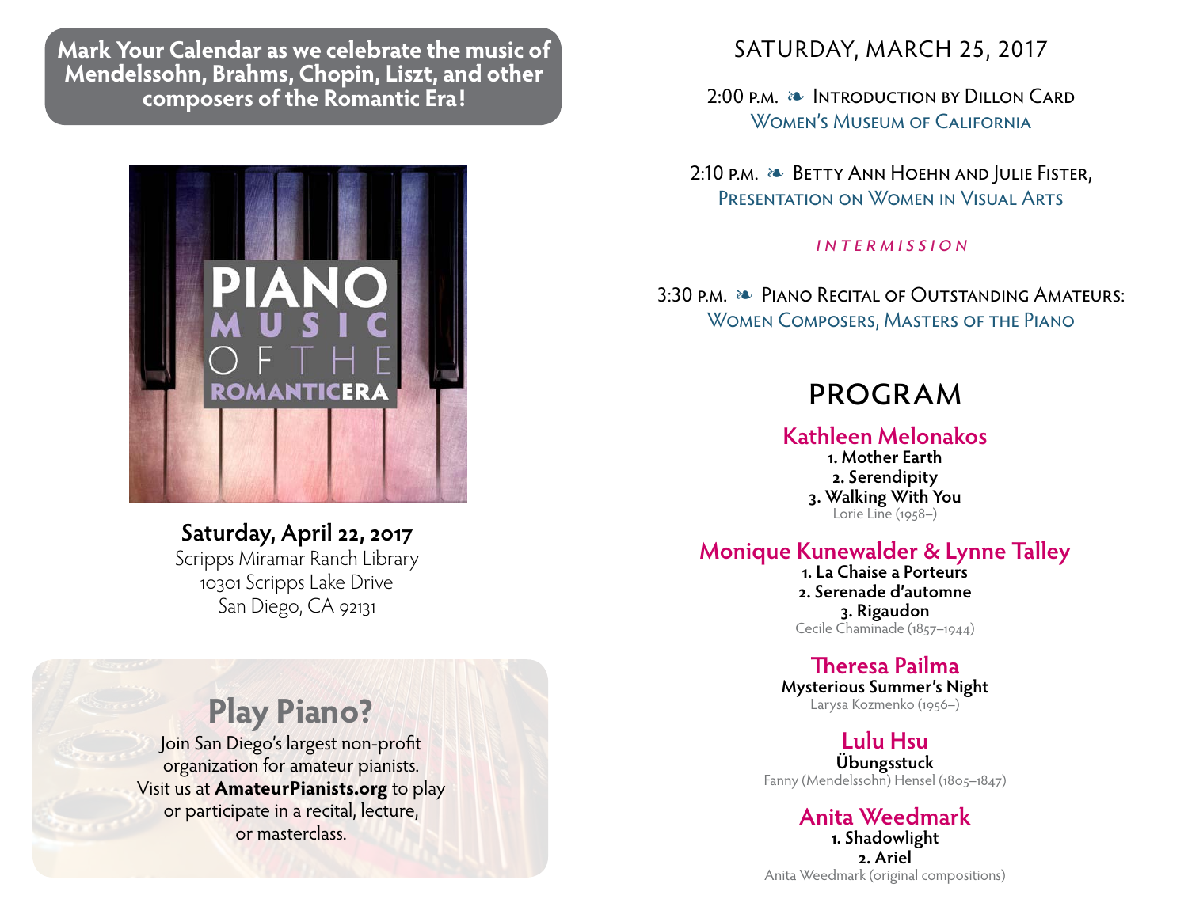**Mark Your Calendar as we celebrate the music of Mendelssohn, Brahms, Chopin, Liszt, and other composers of the Romantic Era!**

PIANO MUSIC OF THE ROMANTIC ERA

**Saturday, April 22, 2017**
Scripps Miramar Ranch Library
10301 Scripps Lake Drive
San Diego, CA 92131

## Play Piano?

Join San Diego's largest non-profit organization for amateur pianists. Visit us at **AmateurPianists.org** to play or participate in a recital, lecture, or masterclass.

## SATURDAY, MARCH 25, 2017

2:00 P.M. ❧ Introduction by Dillon Card
Women's Museum of California

2:10 P.M. ❧ Betty Ann Hoehn and Julie Fister,
Presentation on Women in Visual Arts

*INTERMISSION*

3:30 P.M. ❧ Piano Recital of Outstanding Amateurs:
Women Composers, Masters of the Piano

# PROGRAM

### Kathleen Melonakos

**1. Mother Earth**
**2. Serendipity**
**3. Walking With You**
Lorie Line (1958–)

### Monique Kunewalder & Lynne Talley

**1. La Chaise a Porteurs**
**2. Serenade d'automne**
**3. Rigaudon**
Cecile Chaminade (1857–1944)

### Theresa Pailma

**Mysterious Summer's Night**
Larysa Kozmenko (1956–)

### Lulu Hsu

**Übungsstuck**
Fanny (Mendelssohn) Hensel (1805–1847)

### Anita Weedmark

**1. Shadowlight**
**2. Ariel**
Anita Weedmark (original compositions)